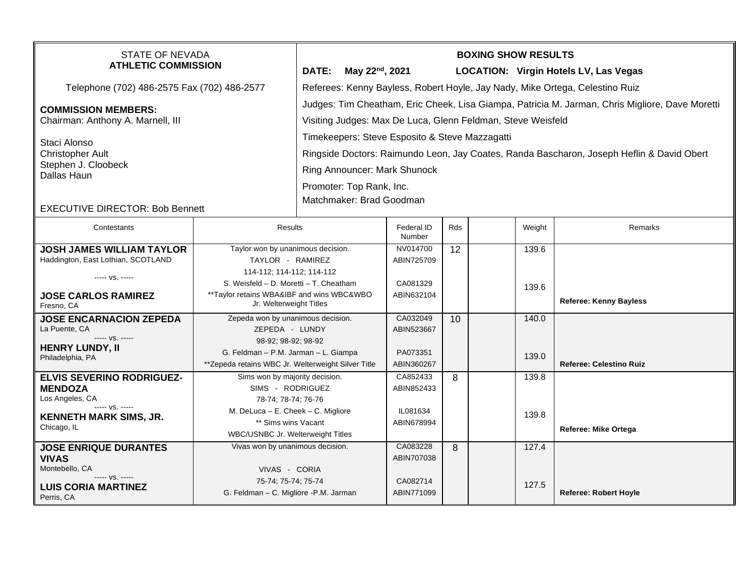STATE OF NEVADA
**ATHLETIC COMMISSION**

Telephone (702) 486-2575 Fax (702) 486-2577

**COMMISSION MEMBERS:**
Chairman: Anthony A. Marnell, III

Staci Alonso
Christopher Ault
Stephen J. Cloobeck
Dallas Haun

EXECUTIVE DIRECTOR: Bob Bennett

**BOXING SHOW RESULTS**

**DATE: May 22nd, 2021** **LOCATION: Virgin Hotels LV, Las Vegas**

Referees: Kenny Bayless, Robert Hoyle, Jay Nady, Mike Ortega, Celestino Ruiz

Judges: Tim Cheatham, Eric Cheek, Lisa Giampa, Patricia M. Jarman, Chris Migliore, Dave Moretti

Visiting Judges: Max De Luca, Glenn Feldman, Steve Weisfeld

Timekeepers: Steve Esposito & Steve Mazzagatti

Ringside Doctors: Raimundo Leon, Jay Coates, Randa Bascharon, Joseph Heflin & David Obert

Ring Announcer: Mark Shunock

Promoter: Top Rank, Inc.
Matchmaker: Brad Goodman

| Contestants | Results | Federal ID Number | Rds | | Weight | Remarks |
|---|---|---|---|---|---|---|
| **JOSH JAMES WILLIAM TAYLOR**<br>Haddington, East Lothian, SCOTLAND<br>----- vs. -----<br>**JOSE CARLOS RAMIREZ**<br>Fresno, CA | Taylor won by unanimous decision.<br>TAYLOR - RAMIREZ<br>114-112; 114-112; 114-112<br>S. Weisfeld – D. Moretti – T. Cheatham<br>**Taylor retains WBA&IBF and wins WBC&WBO Jr. Welterweight Titles | NV014700<br>ABIN725709<br>CA081329<br>ABIN632104 | 12 | | 139.6<br>139.6 | **Referee: Kenny Bayless** |
| **JOSE ENCARNACION ZEPEDA**<br>La Puente, CA<br>----- vs. -----<br>**HENRY LUNDY, II**<br>Philadelphia, PA | Zepeda won by unanimous decision.<br>ZEPEDA - LUNDY<br>98-92; 98-92; 98-92<br>G. Feldman – P.M. Jarman – L. Giampa<br>**Zepeda retains WBC Jr. Welterweight Silver Title | CA032049<br>ABIN523667<br>PA073351<br>ABIN360267 | 10 | | 140.0<br>139.0 | **Referee: Celestino Ruiz** |
| **ELVIS SEVERINO RODRIGUEZ-MENDOZA**<br>Los Angeles, CA<br>----- vs. -----<br>**KENNETH MARK SIMS, JR.**<br>Chicago, IL | Sims won by majority decision.<br>SIMS - RODRIGUEZ<br>78-74; 78-74; 76-76<br>M. DeLuca – E. Cheek – C. Migliore<br>** Sims wins Vacant WBC/USNBC Jr. Welterweight Titles | CA852433<br>ABIN852433<br>IL081634<br>ABIN678994 | 8 | | 139.8<br>139.8 | **Referee: Mike Ortega** |
| **JOSE ENRIQUE DURANTES VIVAS**<br>Montebello, CA<br>----- vs. -----<br>**LUIS CORIA MARTINEZ**<br>Perris, CA | Vivas won by unanimous decision.<br>VIVAS - CORIA<br>75-74; 75-74; 75-74<br>G. Feldman – C. Migliore -P.M. Jarman | CA083228<br>ABIN707038<br>CA082714<br>ABIN771099 | 8 | | 127.4<br>127.5 | **Referee: Robert Hoyle** |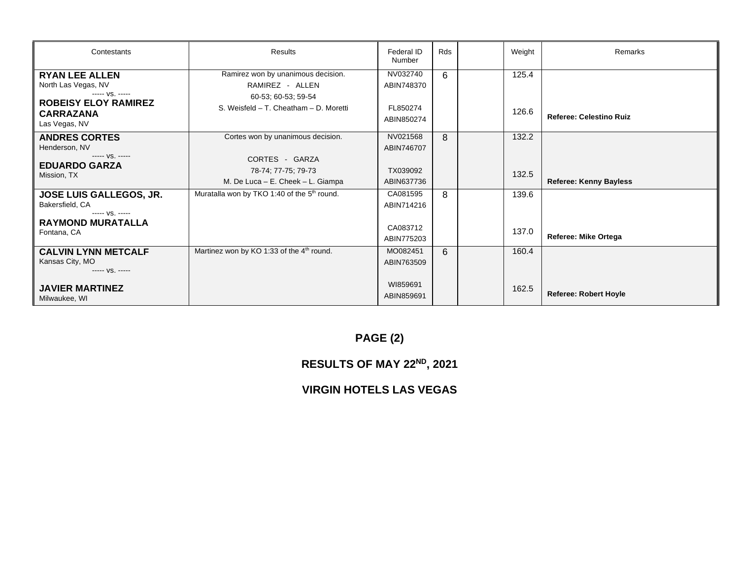| Contestants | Results | Federal ID Number | Rds | | Weight | Remarks |
|---|---|---|---|---|---|---|
| **RYAN LEE ALLEN** North Las Vegas, NV ----- vs. ----- **ROBEISY ELOY RAMIREZ CARRAZANA** Las Vegas, NV | Ramirez won by unanimous decision. RAMIREZ - ALLEN 60-53; 60-53; 59-54 S. Weisfeld – T. Cheatham – D. Moretti | NV032740 ABIN748370 FL850274 ABIN850274 | 6 | | 125.4 126.6 | **Referee: Celestino Ruiz** |
| **ANDRES CORTES** Henderson, NV ----- vs. ----- **EDUARDO GARZA** Mission, TX | Cortes won by unanimous decision. CORTES - GARZA 78-74; 77-75; 79-73 M. De Luca – E. Cheek – L. Giampa | NV021568 ABIN746707 TX039092 ABIN637736 | 8 | | 132.2 132.5 | **Referee: Kenny Bayless** |
| **JOSE LUIS GALLEGOS, JR.** Bakersfield, CA ----- vs. ----- **RAYMOND MURATALLA** Fontana, CA | Muratalla won by TKO 1:40 of the 5th round. | CA081595 ABIN714216 CA083712 ABIN775203 | 8 | | 139.6 137.0 | **Referee: Mike Ortega** |
| **CALVIN LYNN METCALF** Kansas City, MO ----- vs. ----- **JAVIER MARTINEZ** Milwaukee, WI | Martinez won by KO 1:33 of the 4th round. | MO082451 ABIN763509 WI859691 ABIN859691 | 6 | | 160.4 162.5 | **Referee: Robert Hoyle** |

**PAGE (2)**

**RESULTS OF MAY 22ND, 2021**

**VIRGIN HOTELS LAS VEGAS**